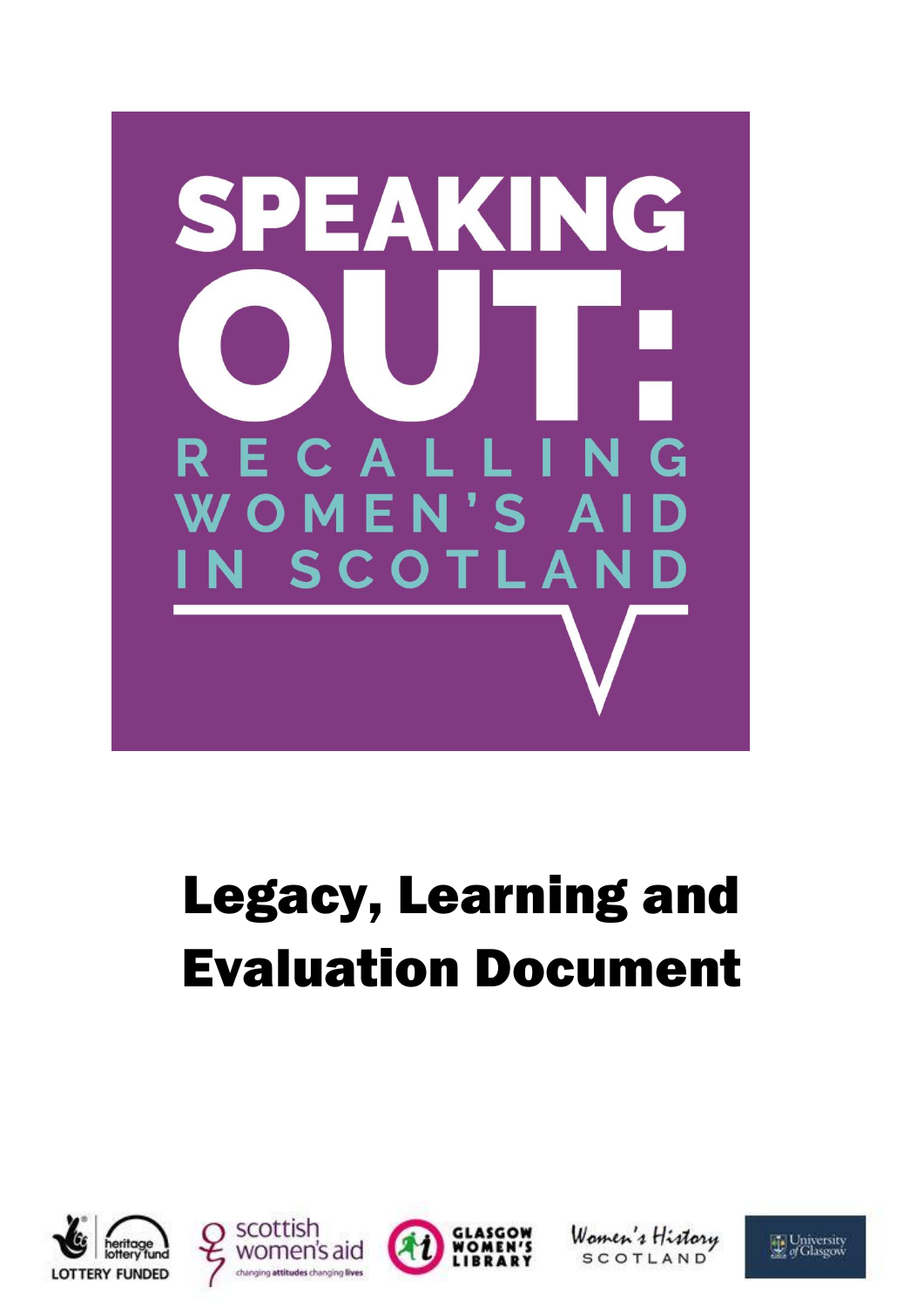# SPEAKING OUT: RECALLING WOMEN'S AID IN SCOTLAND

# Legacy, Learning and Evaluation Document

heritage lottery fund LOTTERY FUNDED

scottish women's aid changing attitudes changing lives

GLASGOW WOMEN'S LIBRARY

Women's History SCOTLAND

University of Glasgow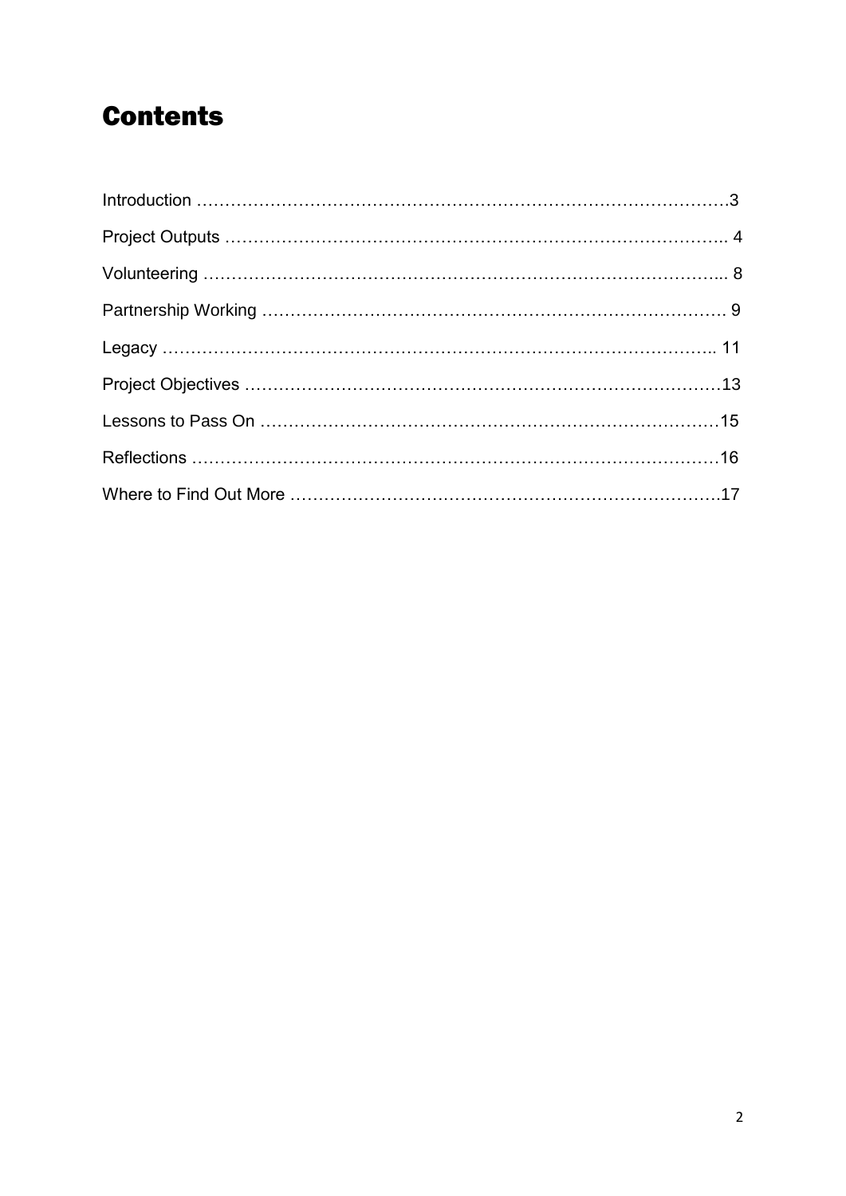# Contents

Introduction …………………………………………………………………………………3

Project Outputs ……………………………………………………………………………….. 4

Volunteering ………………………………………………………………………………... 8

Partnership Working ………………………………………………………………………. 9

Legacy ……………………………………………………………………………………….. 11

Project Objectives …………………………………………………………………………13

Lessons to Pass On ………………………………………………………………………15

Reflections …………………………………………………………………………………16

Where to Find Out More …………………………………………………………………17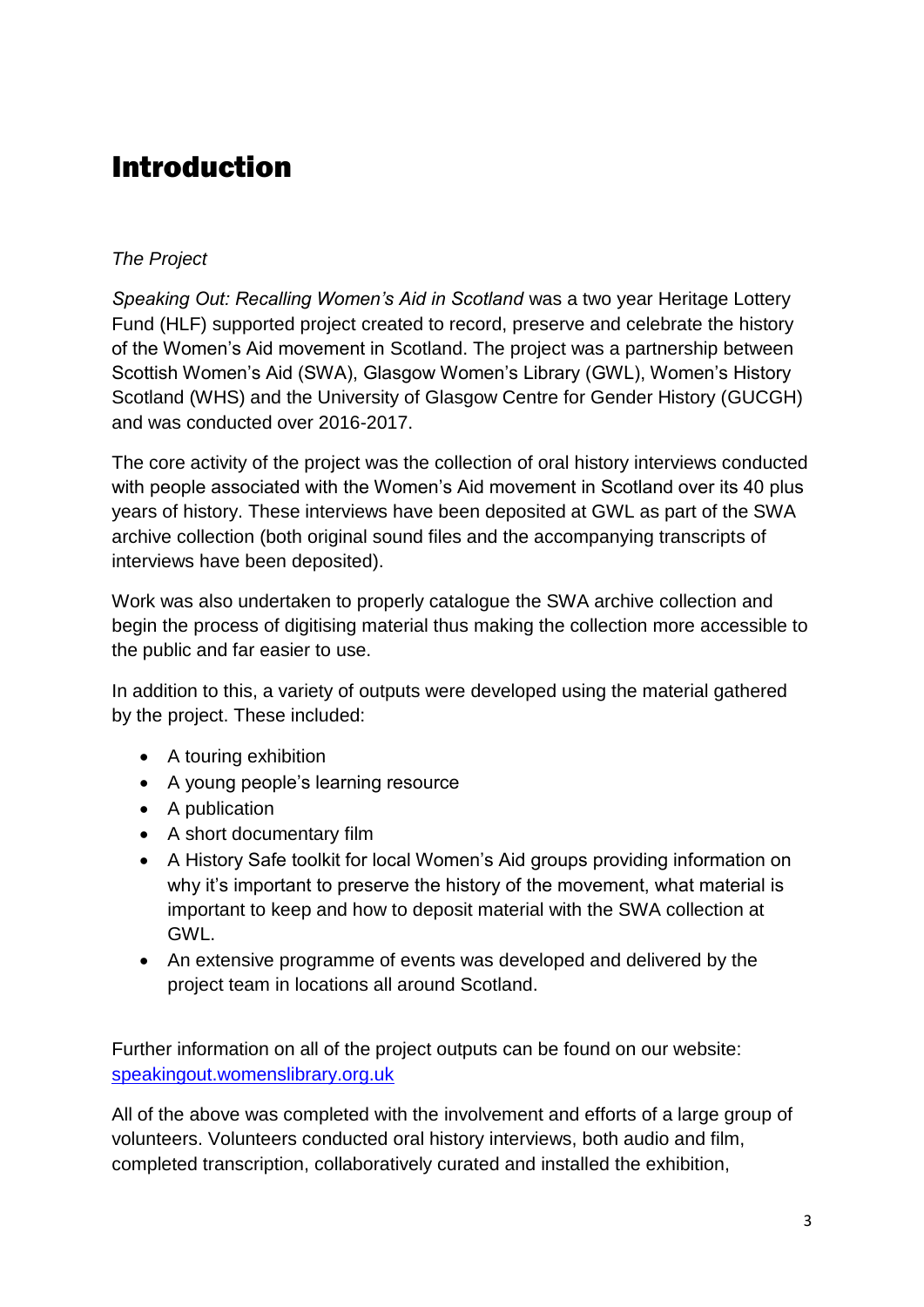# Introduction

*The Project*

*Speaking Out: Recalling Women's Aid in Scotland* was a two year Heritage Lottery Fund (HLF) supported project created to record, preserve and celebrate the history of the Women's Aid movement in Scotland. The project was a partnership between Scottish Women's Aid (SWA), Glasgow Women's Library (GWL), Women's History Scotland (WHS) and the University of Glasgow Centre for Gender History (GUCGH) and was conducted over 2016-2017.

The core activity of the project was the collection of oral history interviews conducted with people associated with the Women's Aid movement in Scotland over its 40 plus years of history. These interviews have been deposited at GWL as part of the SWA archive collection (both original sound files and the accompanying transcripts of interviews have been deposited).

Work was also undertaken to properly catalogue the SWA archive collection and begin the process of digitising material thus making the collection more accessible to the public and far easier to use.

In addition to this, a variety of outputs were developed using the material gathered by the project. These included:

- A touring exhibition
- A young people's learning resource
- A publication
- A short documentary film
- A History Safe toolkit for local Women's Aid groups providing information on why it's important to preserve the history of the movement, what material is important to keep and how to deposit material with the SWA collection at GWL.
- An extensive programme of events was developed and delivered by the project team in locations all around Scotland.

Further information on all of the project outputs can be found on our website: [speakingout.womenslibrary.org.uk](http://speakingout.womenslibrary.org.uk)

All of the above was completed with the involvement and efforts of a large group of volunteers. Volunteers conducted oral history interviews, both audio and film, completed transcription, collaboratively curated and installed the exhibition,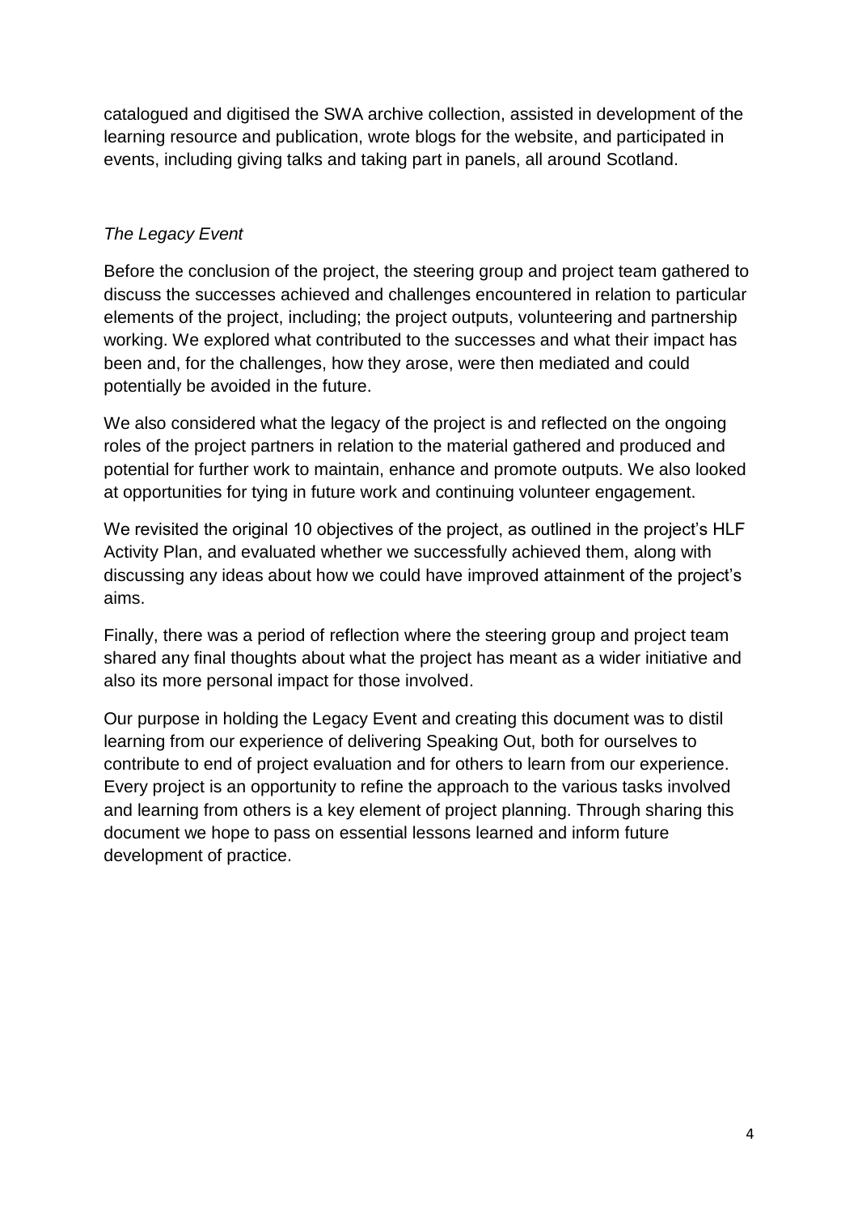catalogued and digitised the SWA archive collection, assisted in development of the learning resource and publication, wrote blogs for the website, and participated in events, including giving talks and taking part in panels, all around Scotland.

*The Legacy Event*

Before the conclusion of the project, the steering group and project team gathered to discuss the successes achieved and challenges encountered in relation to particular elements of the project, including; the project outputs, volunteering and partnership working. We explored what contributed to the successes and what their impact has been and, for the challenges, how they arose, were then mediated and could potentially be avoided in the future.

We also considered what the legacy of the project is and reflected on the ongoing roles of the project partners in relation to the material gathered and produced and potential for further work to maintain, enhance and promote outputs. We also looked at opportunities for tying in future work and continuing volunteer engagement.

We revisited the original 10 objectives of the project, as outlined in the project's HLF Activity Plan, and evaluated whether we successfully achieved them, along with discussing any ideas about how we could have improved attainment of the project's aims.

Finally, there was a period of reflection where the steering group and project team shared any final thoughts about what the project has meant as a wider initiative and also its more personal impact for those involved.

Our purpose in holding the Legacy Event and creating this document was to distil learning from our experience of delivering Speaking Out, both for ourselves to contribute to end of project evaluation and for others to learn from our experience. Every project is an opportunity to refine the approach to the various tasks involved and learning from others is a key element of project planning. Through sharing this document we hope to pass on essential lessons learned and inform future development of practice.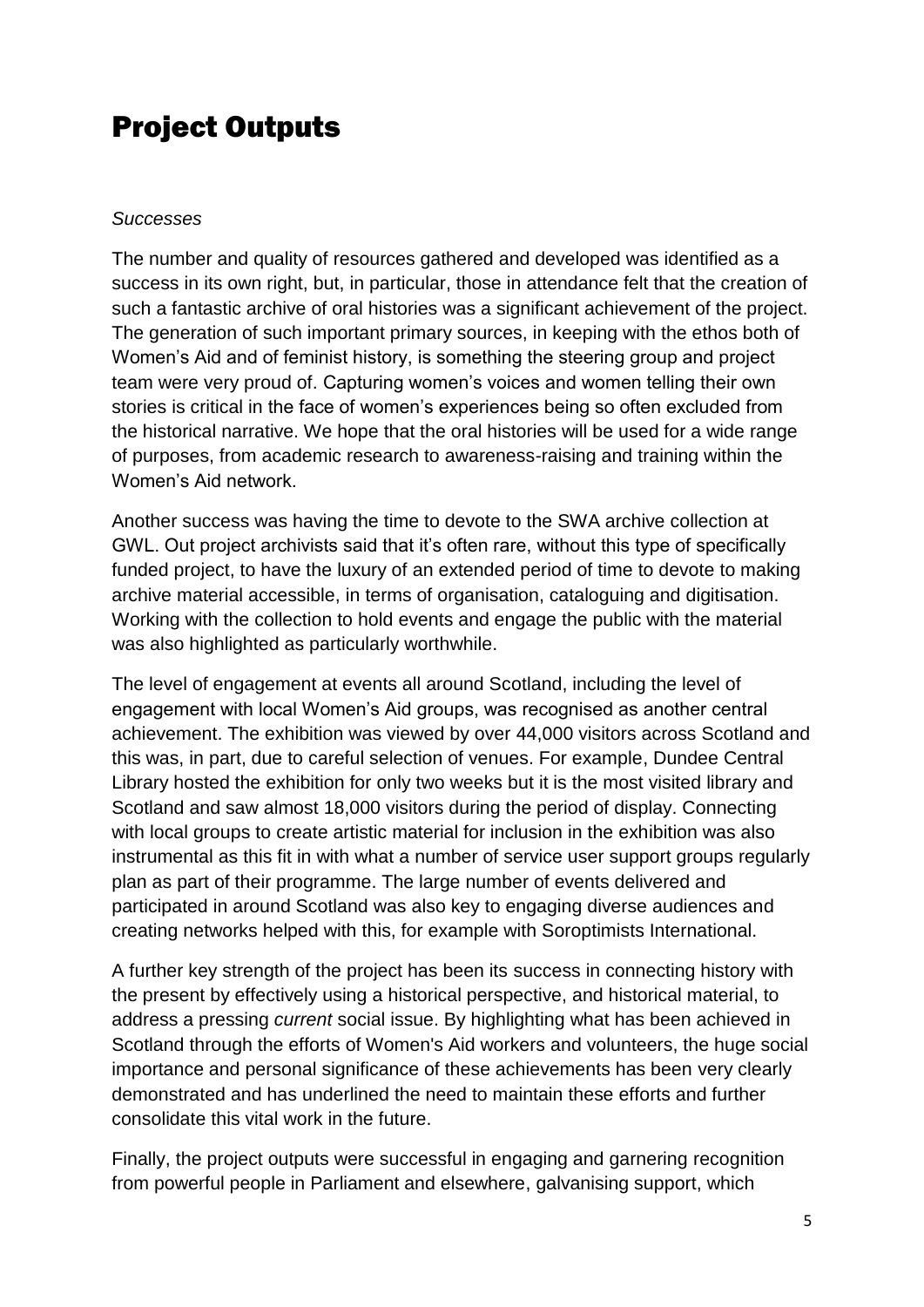# Project Outputs

*Successes*

The number and quality of resources gathered and developed was identified as a success in its own right, but, in particular, those in attendance felt that the creation of such a fantastic archive of oral histories was a significant achievement of the project. The generation of such important primary sources, in keeping with the ethos both of Women's Aid and of feminist history, is something the steering group and project team were very proud of. Capturing women's voices and women telling their own stories is critical in the face of women's experiences being so often excluded from the historical narrative. We hope that the oral histories will be used for a wide range of purposes, from academic research to awareness-raising and training within the Women's Aid network.

Another success was having the time to devote to the SWA archive collection at GWL. Out project archivists said that it's often rare, without this type of specifically funded project, to have the luxury of an extended period of time to devote to making archive material accessible, in terms of organisation, cataloguing and digitisation. Working with the collection to hold events and engage the public with the material was also highlighted as particularly worthwhile.

The level of engagement at events all around Scotland, including the level of engagement with local Women's Aid groups, was recognised as another central achievement. The exhibition was viewed by over 44,000 visitors across Scotland and this was, in part, due to careful selection of venues. For example, Dundee Central Library hosted the exhibition for only two weeks but it is the most visited library and Scotland and saw almost 18,000 visitors during the period of display. Connecting with local groups to create artistic material for inclusion in the exhibition was also instrumental as this fit in with what a number of service user support groups regularly plan as part of their programme. The large number of events delivered and participated in around Scotland was also key to engaging diverse audiences and creating networks helped with this, for example with Soroptimists International.

A further key strength of the project has been its success in connecting history with the present by effectively using a historical perspective, and historical material, to address a pressing *current* social issue. By highlighting what has been achieved in Scotland through the efforts of Women's Aid workers and volunteers, the huge social importance and personal significance of these achievements has been very clearly demonstrated and has underlined the need to maintain these efforts and further consolidate this vital work in the future.

Finally, the project outputs were successful in engaging and garnering recognition from powerful people in Parliament and elsewhere, galvanising support, which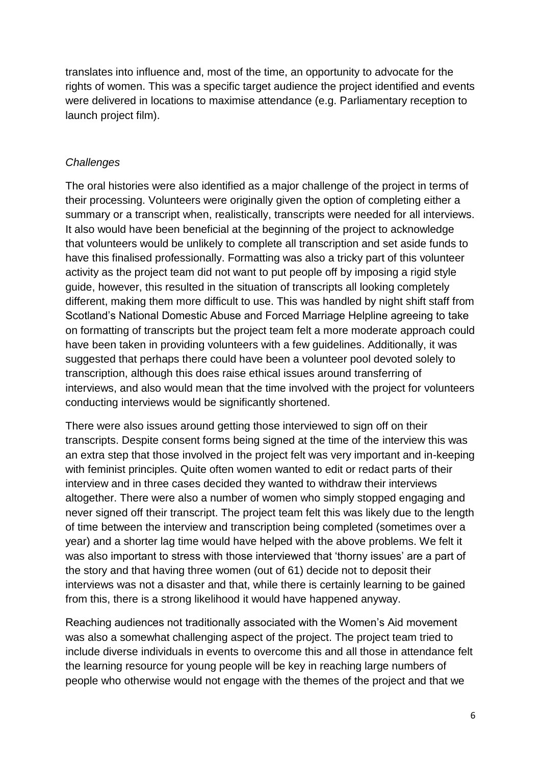translates into influence and, most of the time, an opportunity to advocate for the rights of women. This was a specific target audience the project identified and events were delivered in locations to maximise attendance (e.g. Parliamentary reception to launch project film).

*Challenges*

The oral histories were also identified as a major challenge of the project in terms of their processing. Volunteers were originally given the option of completing either a summary or a transcript when, realistically, transcripts were needed for all interviews. It also would have been beneficial at the beginning of the project to acknowledge that volunteers would be unlikely to complete all transcription and set aside funds to have this finalised professionally. Formatting was also a tricky part of this volunteer activity as the project team did not want to put people off by imposing a rigid style guide, however, this resulted in the situation of transcripts all looking completely different, making them more difficult to use. This was handled by night shift staff from Scotland's National Domestic Abuse and Forced Marriage Helpline agreeing to take on formatting of transcripts but the project team felt a more moderate approach could have been taken in providing volunteers with a few guidelines. Additionally, it was suggested that perhaps there could have been a volunteer pool devoted solely to transcription, although this does raise ethical issues around transferring of interviews, and also would mean that the time involved with the project for volunteers conducting interviews would be significantly shortened.

There were also issues around getting those interviewed to sign off on their transcripts. Despite consent forms being signed at the time of the interview this was an extra step that those involved in the project felt was very important and in-keeping with feminist principles. Quite often women wanted to edit or redact parts of their interview and in three cases decided they wanted to withdraw their interviews altogether. There were also a number of women who simply stopped engaging and never signed off their transcript. The project team felt this was likely due to the length of time between the interview and transcription being completed (sometimes over a year) and a shorter lag time would have helped with the above problems. We felt it was also important to stress with those interviewed that 'thorny issues' are a part of the story and that having three women (out of 61) decide not to deposit their interviews was not a disaster and that, while there is certainly learning to be gained from this, there is a strong likelihood it would have happened anyway.

Reaching audiences not traditionally associated with the Women's Aid movement was also a somewhat challenging aspect of the project. The project team tried to include diverse individuals in events to overcome this and all those in attendance felt the learning resource for young people will be key in reaching large numbers of people who otherwise would not engage with the themes of the project and that we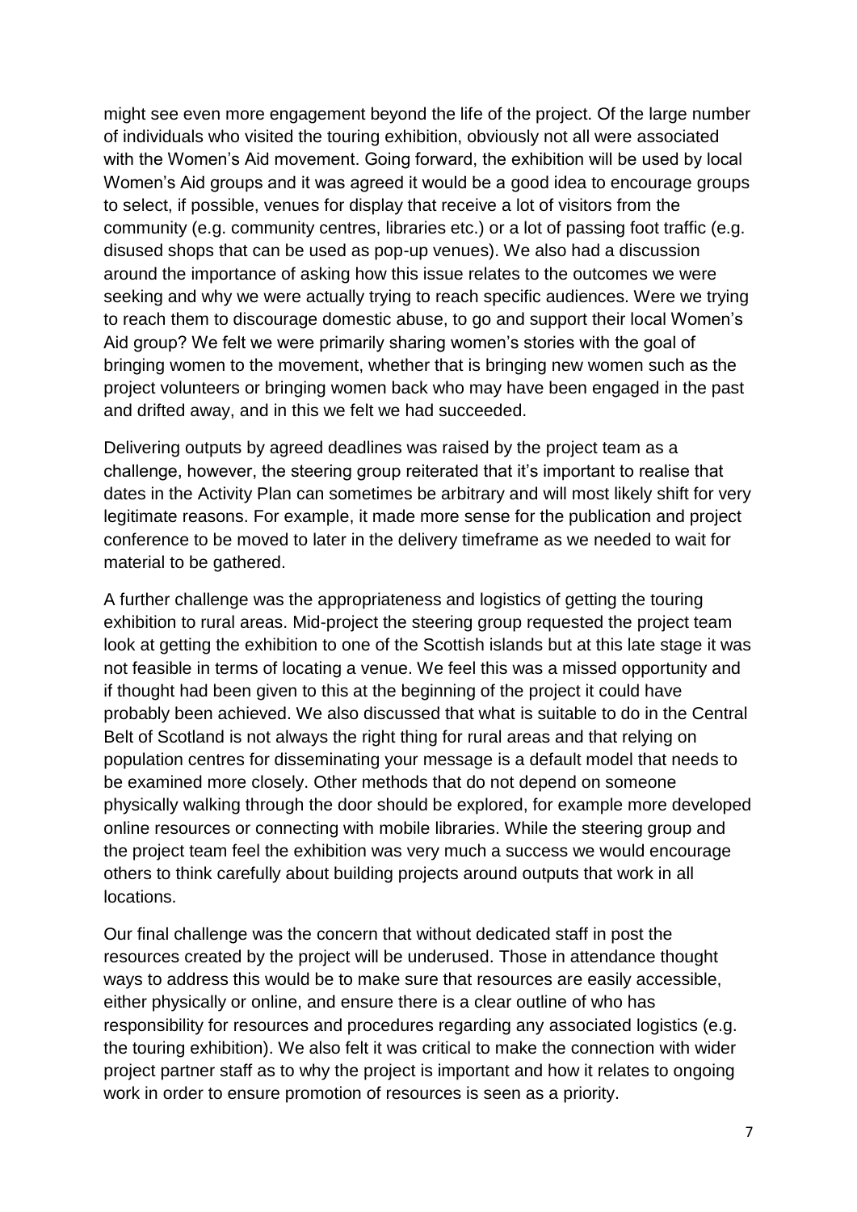might see even more engagement beyond the life of the project. Of the large number of individuals who visited the touring exhibition, obviously not all were associated with the Women's Aid movement. Going forward, the exhibition will be used by local Women's Aid groups and it was agreed it would be a good idea to encourage groups to select, if possible, venues for display that receive a lot of visitors from the community (e.g. community centres, libraries etc.) or a lot of passing foot traffic (e.g. disused shops that can be used as pop-up venues). We also had a discussion around the importance of asking how this issue relates to the outcomes we were seeking and why we were actually trying to reach specific audiences. Were we trying to reach them to discourage domestic abuse, to go and support their local Women's Aid group? We felt we were primarily sharing women's stories with the goal of bringing women to the movement, whether that is bringing new women such as the project volunteers or bringing women back who may have been engaged in the past and drifted away, and in this we felt we had succeeded.

Delivering outputs by agreed deadlines was raised by the project team as a challenge, however, the steering group reiterated that it's important to realise that dates in the Activity Plan can sometimes be arbitrary and will most likely shift for very legitimate reasons. For example, it made more sense for the publication and project conference to be moved to later in the delivery timeframe as we needed to wait for material to be gathered.

A further challenge was the appropriateness and logistics of getting the touring exhibition to rural areas. Mid-project the steering group requested the project team look at getting the exhibition to one of the Scottish islands but at this late stage it was not feasible in terms of locating a venue. We feel this was a missed opportunity and if thought had been given to this at the beginning of the project it could have probably been achieved. We also discussed that what is suitable to do in the Central Belt of Scotland is not always the right thing for rural areas and that relying on population centres for disseminating your message is a default model that needs to be examined more closely. Other methods that do not depend on someone physically walking through the door should be explored, for example more developed online resources or connecting with mobile libraries. While the steering group and the project team feel the exhibition was very much a success we would encourage others to think carefully about building projects around outputs that work in all locations.

Our final challenge was the concern that without dedicated staff in post the resources created by the project will be underused. Those in attendance thought ways to address this would be to make sure that resources are easily accessible, either physically or online, and ensure there is a clear outline of who has responsibility for resources and procedures regarding any associated logistics (e.g. the touring exhibition). We also felt it was critical to make the connection with wider project partner staff as to why the project is important and how it relates to ongoing work in order to ensure promotion of resources is seen as a priority.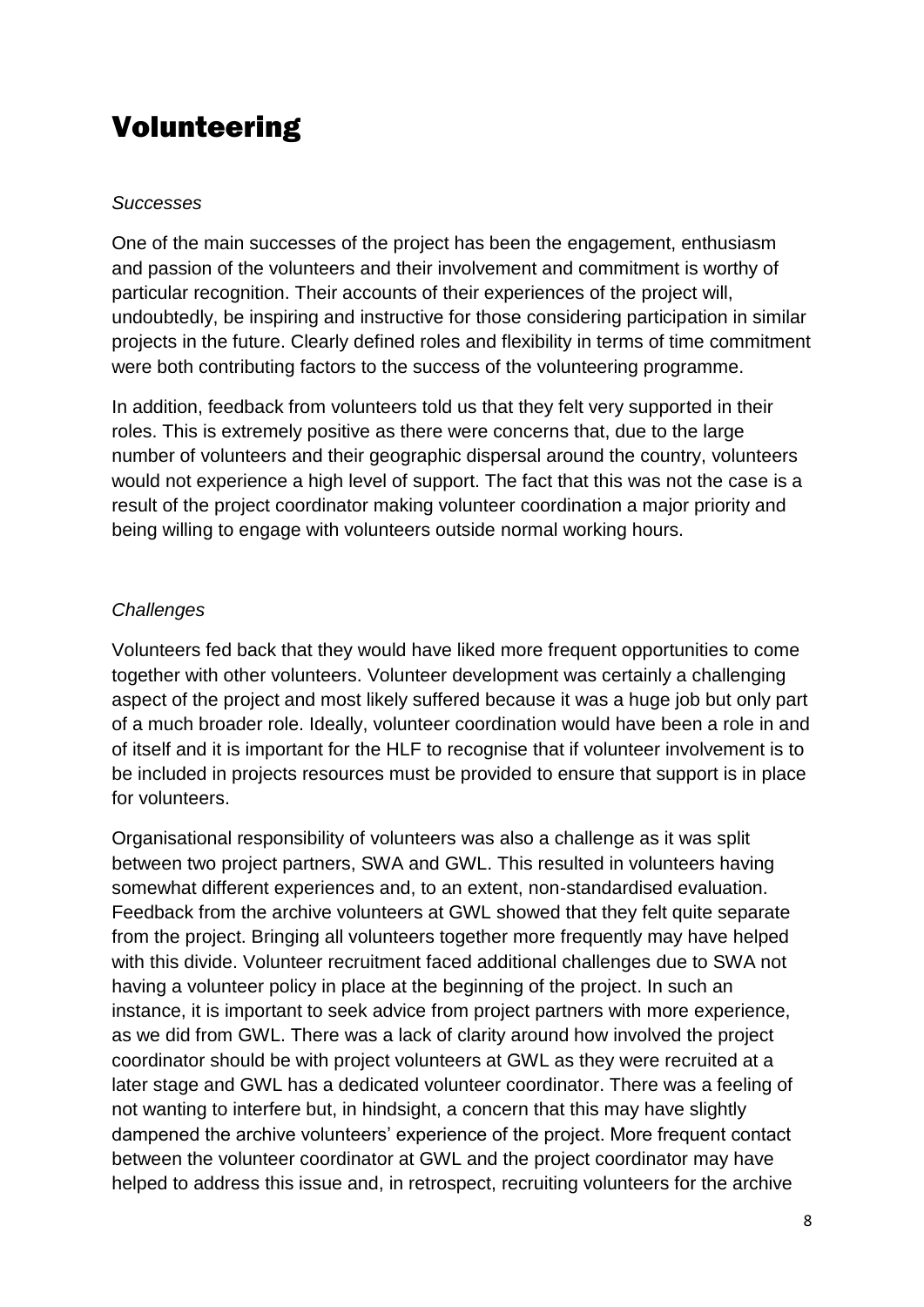# Volunteering

*Successes*

One of the main successes of the project has been the engagement, enthusiasm and passion of the volunteers and their involvement and commitment is worthy of particular recognition. Their accounts of their experiences of the project will, undoubtedly, be inspiring and instructive for those considering participation in similar projects in the future. Clearly defined roles and flexibility in terms of time commitment were both contributing factors to the success of the volunteering programme.

In addition, feedback from volunteers told us that they felt very supported in their roles. This is extremely positive as there were concerns that, due to the large number of volunteers and their geographic dispersal around the country, volunteers would not experience a high level of support. The fact that this was not the case is a result of the project coordinator making volunteer coordination a major priority and being willing to engage with volunteers outside normal working hours.

*Challenges*

Volunteers fed back that they would have liked more frequent opportunities to come together with other volunteers. Volunteer development was certainly a challenging aspect of the project and most likely suffered because it was a huge job but only part of a much broader role. Ideally, volunteer coordination would have been a role in and of itself and it is important for the HLF to recognise that if volunteer involvement is to be included in projects resources must be provided to ensure that support is in place for volunteers.

Organisational responsibility of volunteers was also a challenge as it was split between two project partners, SWA and GWL. This resulted in volunteers having somewhat different experiences and, to an extent, non-standardised evaluation. Feedback from the archive volunteers at GWL showed that they felt quite separate from the project. Bringing all volunteers together more frequently may have helped with this divide. Volunteer recruitment faced additional challenges due to SWA not having a volunteer policy in place at the beginning of the project. In such an instance, it is important to seek advice from project partners with more experience, as we did from GWL. There was a lack of clarity around how involved the project coordinator should be with project volunteers at GWL as they were recruited at a later stage and GWL has a dedicated volunteer coordinator. There was a feeling of not wanting to interfere but, in hindsight, a concern that this may have slightly dampened the archive volunteers' experience of the project. More frequent contact between the volunteer coordinator at GWL and the project coordinator may have helped to address this issue and, in retrospect, recruiting volunteers for the archive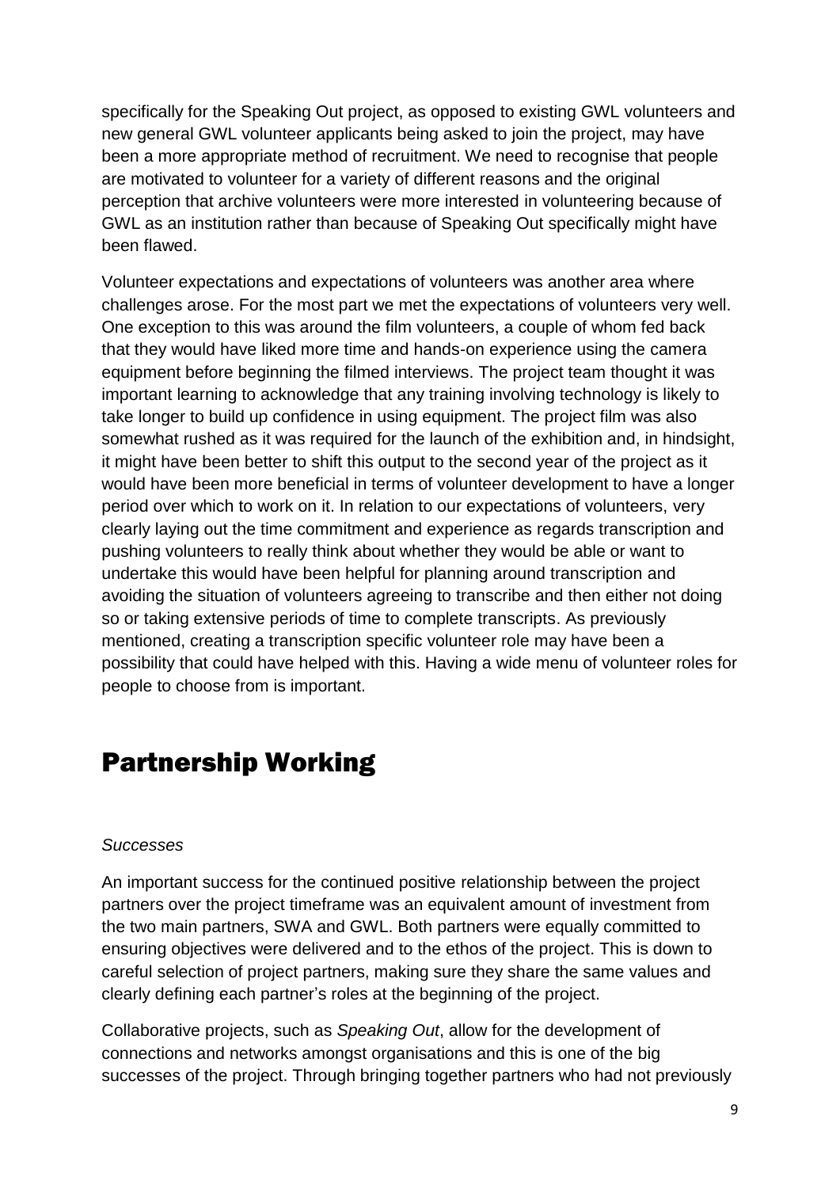specifically for the Speaking Out project, as opposed to existing GWL volunteers and new general GWL volunteer applicants being asked to join the project, may have been a more appropriate method of recruitment. We need to recognise that people are motivated to volunteer for a variety of different reasons and the original perception that archive volunteers were more interested in volunteering because of GWL as an institution rather than because of Speaking Out specifically might have been flawed.

Volunteer expectations and expectations of volunteers was another area where challenges arose. For the most part we met the expectations of volunteers very well. One exception to this was around the film volunteers, a couple of whom fed back that they would have liked more time and hands-on experience using the camera equipment before beginning the filmed interviews. The project team thought it was important learning to acknowledge that any training involving technology is likely to take longer to build up confidence in using equipment. The project film was also somewhat rushed as it was required for the launch of the exhibition and, in hindsight, it might have been better to shift this output to the second year of the project as it would have been more beneficial in terms of volunteer development to have a longer period over which to work on it. In relation to our expectations of volunteers, very clearly laying out the time commitment and experience as regards transcription and pushing volunteers to really think about whether they would be able or want to undertake this would have been helpful for planning around transcription and avoiding the situation of volunteers agreeing to transcribe and then either not doing so or taking extensive periods of time to complete transcripts. As previously mentioned, creating a transcription specific volunteer role may have been a possibility that could have helped with this. Having a wide menu of volunteer roles for people to choose from is important.

# Partnership Working

*Successes*

An important success for the continued positive relationship between the project partners over the project timeframe was an equivalent amount of investment from the two main partners, SWA and GWL. Both partners were equally committed to ensuring objectives were delivered and to the ethos of the project. This is down to careful selection of project partners, making sure they share the same values and clearly defining each partner's roles at the beginning of the project.

Collaborative projects, such as *Speaking Out*, allow for the development of connections and networks amongst organisations and this is one of the big successes of the project. Through bringing together partners who had not previously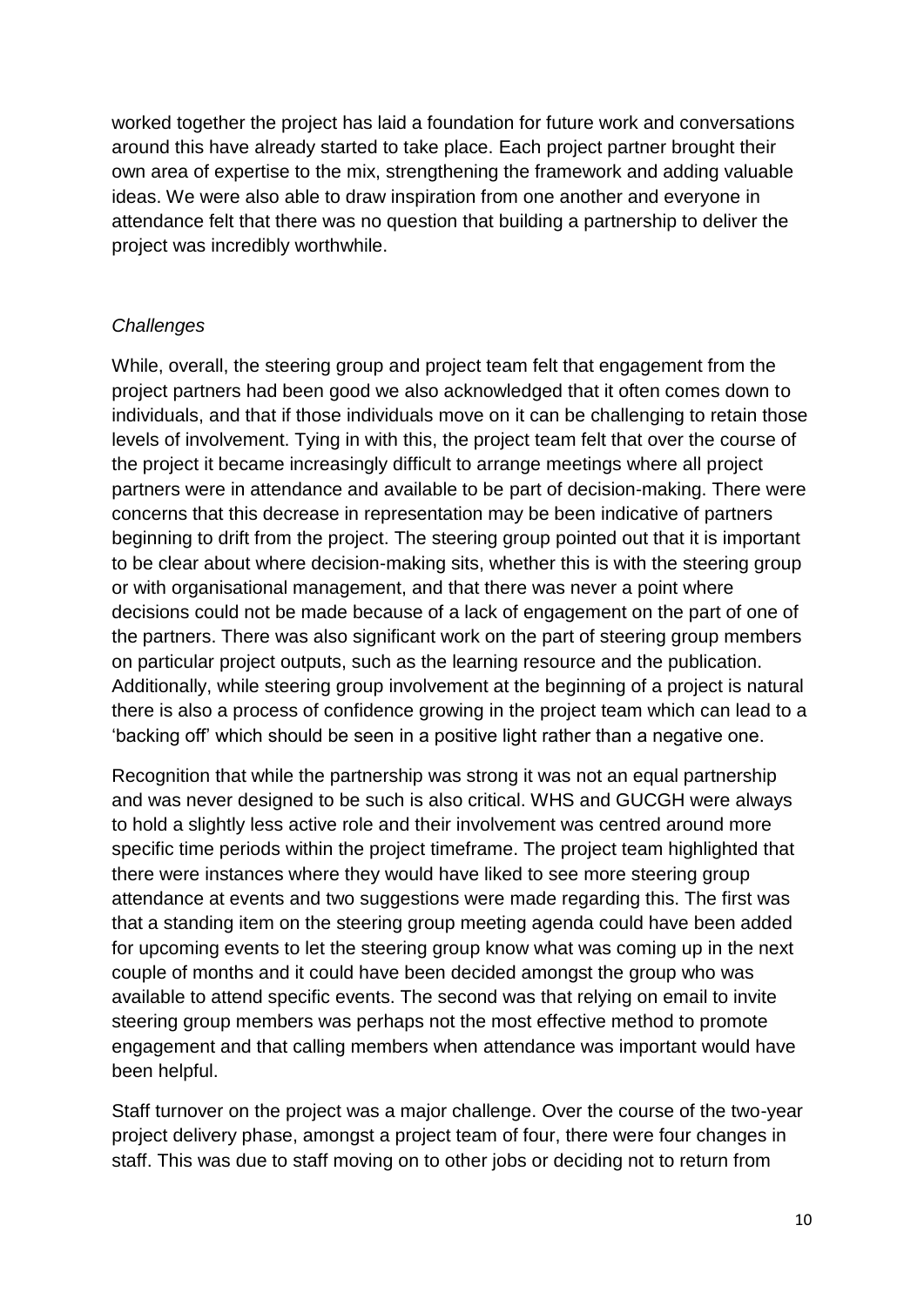worked together the project has laid a foundation for future work and conversations around this have already started to take place. Each project partner brought their own area of expertise to the mix, strengthening the framework and adding valuable ideas. We were also able to draw inspiration from one another and everyone in attendance felt that there was no question that building a partnership to deliver the project was incredibly worthwhile.

*Challenges*

While, overall, the steering group and project team felt that engagement from the project partners had been good we also acknowledged that it often comes down to individuals, and that if those individuals move on it can be challenging to retain those levels of involvement. Tying in with this, the project team felt that over the course of the project it became increasingly difficult to arrange meetings where all project partners were in attendance and available to be part of decision-making. There were concerns that this decrease in representation may be been indicative of partners beginning to drift from the project. The steering group pointed out that it is important to be clear about where decision-making sits, whether this is with the steering group or with organisational management, and that there was never a point where decisions could not be made because of a lack of engagement on the part of one of the partners. There was also significant work on the part of steering group members on particular project outputs, such as the learning resource and the publication. Additionally, while steering group involvement at the beginning of a project is natural there is also a process of confidence growing in the project team which can lead to a 'backing off' which should be seen in a positive light rather than a negative one.

Recognition that while the partnership was strong it was not an equal partnership and was never designed to be such is also critical. WHS and GUCGH were always to hold a slightly less active role and their involvement was centred around more specific time periods within the project timeframe. The project team highlighted that there were instances where they would have liked to see more steering group attendance at events and two suggestions were made regarding this. The first was that a standing item on the steering group meeting agenda could have been added for upcoming events to let the steering group know what was coming up in the next couple of months and it could have been decided amongst the group who was available to attend specific events. The second was that relying on email to invite steering group members was perhaps not the most effective method to promote engagement and that calling members when attendance was important would have been helpful.

Staff turnover on the project was a major challenge. Over the course of the two-year project delivery phase, amongst a project team of four, there were four changes in staff. This was due to staff moving on to other jobs or deciding not to return from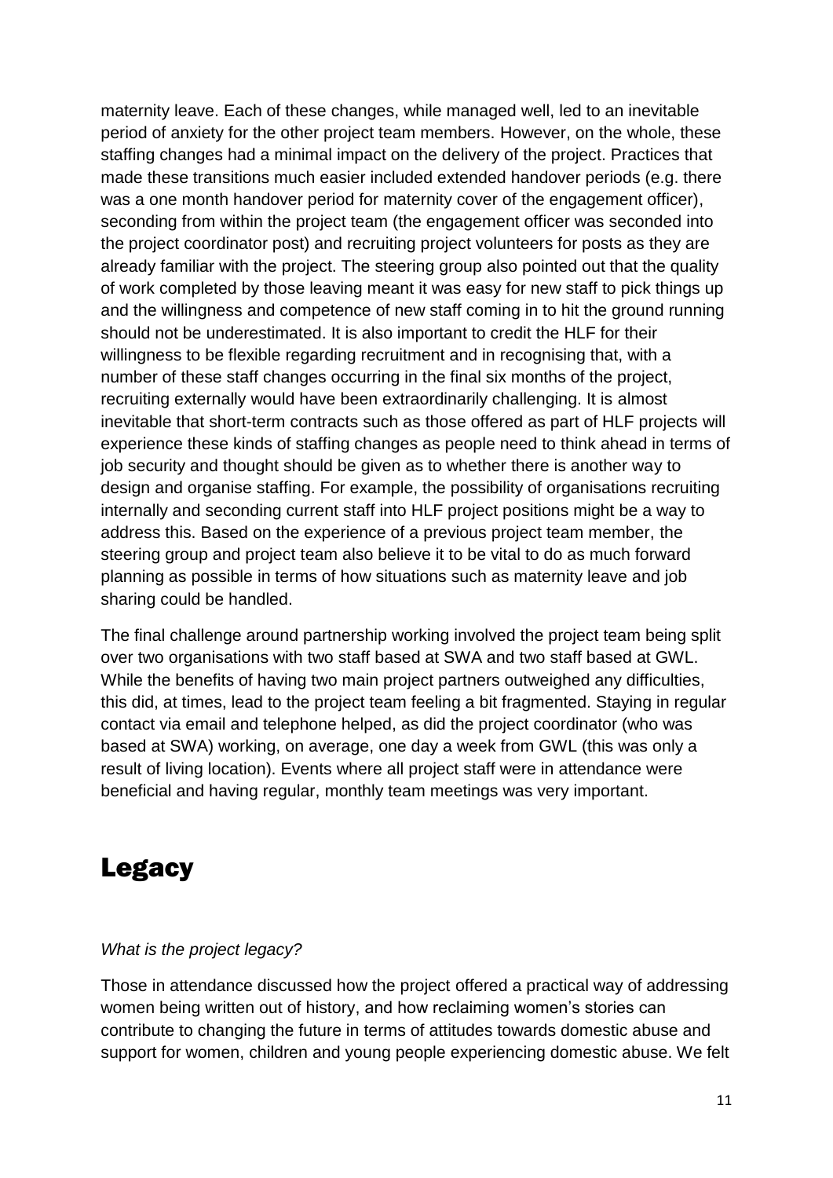maternity leave. Each of these changes, while managed well, led to an inevitable period of anxiety for the other project team members. However, on the whole, these staffing changes had a minimal impact on the delivery of the project. Practices that made these transitions much easier included extended handover periods (e.g. there was a one month handover period for maternity cover of the engagement officer), seconding from within the project team (the engagement officer was seconded into the project coordinator post) and recruiting project volunteers for posts as they are already familiar with the project. The steering group also pointed out that the quality of work completed by those leaving meant it was easy for new staff to pick things up and the willingness and competence of new staff coming in to hit the ground running should not be underestimated. It is also important to credit the HLF for their willingness to be flexible regarding recruitment and in recognising that, with a number of these staff changes occurring in the final six months of the project, recruiting externally would have been extraordinarily challenging. It is almost inevitable that short-term contracts such as those offered as part of HLF projects will experience these kinds of staffing changes as people need to think ahead in terms of job security and thought should be given as to whether there is another way to design and organise staffing. For example, the possibility of organisations recruiting internally and seconding current staff into HLF project positions might be a way to address this. Based on the experience of a previous project team member, the steering group and project team also believe it to be vital to do as much forward planning as possible in terms of how situations such as maternity leave and job sharing could be handled.

The final challenge around partnership working involved the project team being split over two organisations with two staff based at SWA and two staff based at GWL. While the benefits of having two main project partners outweighed any difficulties, this did, at times, lead to the project team feeling a bit fragmented. Staying in regular contact via email and telephone helped, as did the project coordinator (who was based at SWA) working, on average, one day a week from GWL (this was only a result of living location). Events where all project staff were in attendance were beneficial and having regular, monthly team meetings was very important.

# Legacy

*What is the project legacy?*

Those in attendance discussed how the project offered a practical way of addressing women being written out of history, and how reclaiming women's stories can contribute to changing the future in terms of attitudes towards domestic abuse and support for women, children and young people experiencing domestic abuse. We felt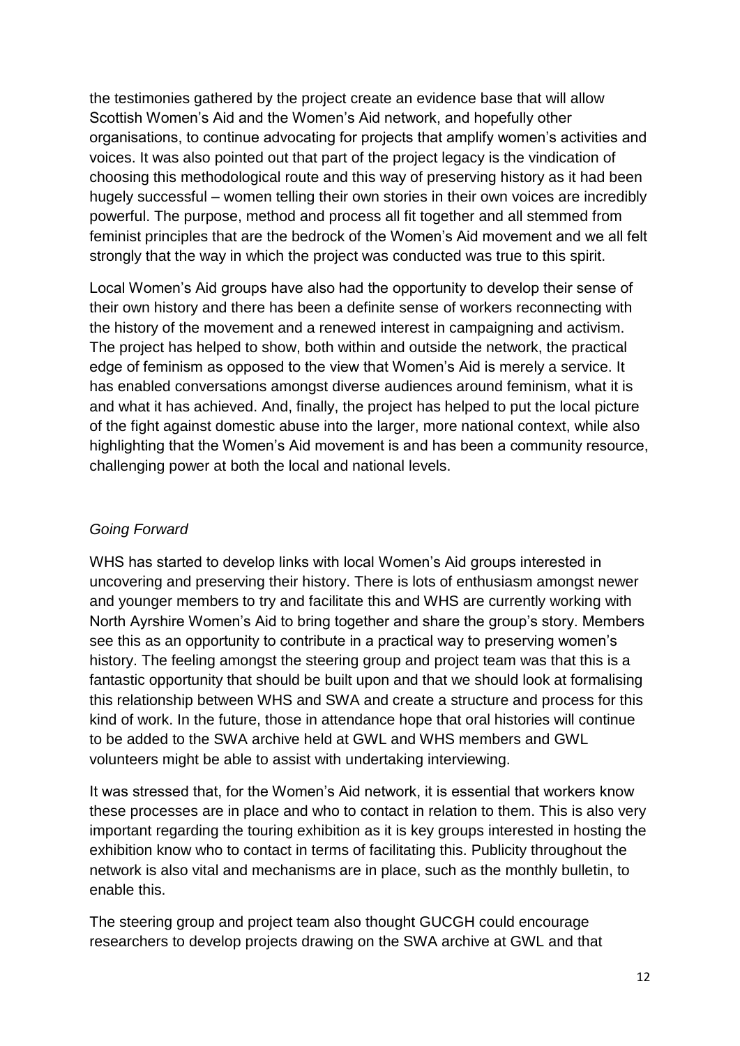the testimonies gathered by the project create an evidence base that will allow Scottish Women's Aid and the Women's Aid network, and hopefully other organisations, to continue advocating for projects that amplify women's activities and voices. It was also pointed out that part of the project legacy is the vindication of choosing this methodological route and this way of preserving history as it had been hugely successful – women telling their own stories in their own voices are incredibly powerful. The purpose, method and process all fit together and all stemmed from feminist principles that are the bedrock of the Women's Aid movement and we all felt strongly that the way in which the project was conducted was true to this spirit.

Local Women's Aid groups have also had the opportunity to develop their sense of their own history and there has been a definite sense of workers reconnecting with the history of the movement and a renewed interest in campaigning and activism. The project has helped to show, both within and outside the network, the practical edge of feminism as opposed to the view that Women's Aid is merely a service. It has enabled conversations amongst diverse audiences around feminism, what it is and what it has achieved. And, finally, the project has helped to put the local picture of the fight against domestic abuse into the larger, more national context, while also highlighting that the Women's Aid movement is and has been a community resource, challenging power at both the local and national levels.

*Going Forward*

WHS has started to develop links with local Women's Aid groups interested in uncovering and preserving their history. There is lots of enthusiasm amongst newer and younger members to try and facilitate this and WHS are currently working with North Ayrshire Women's Aid to bring together and share the group's story. Members see this as an opportunity to contribute in a practical way to preserving women's history. The feeling amongst the steering group and project team was that this is a fantastic opportunity that should be built upon and that we should look at formalising this relationship between WHS and SWA and create a structure and process for this kind of work. In the future, those in attendance hope that oral histories will continue to be added to the SWA archive held at GWL and WHS members and GWL volunteers might be able to assist with undertaking interviewing.

It was stressed that, for the Women's Aid network, it is essential that workers know these processes are in place and who to contact in relation to them. This is also very important regarding the touring exhibition as it is key groups interested in hosting the exhibition know who to contact in terms of facilitating this. Publicity throughout the network is also vital and mechanisms are in place, such as the monthly bulletin, to enable this.

The steering group and project team also thought GUCGH could encourage researchers to develop projects drawing on the SWA archive at GWL and that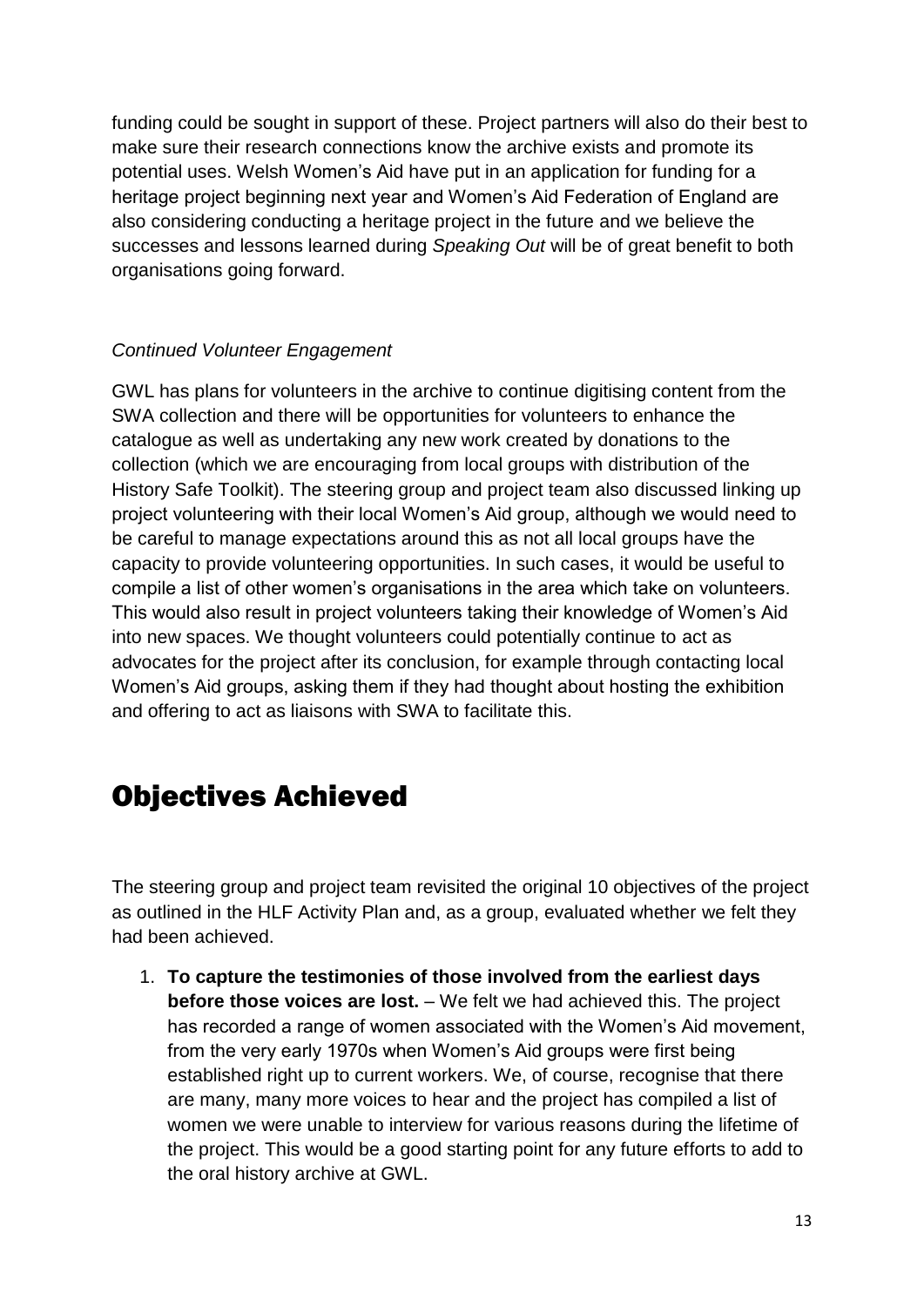funding could be sought in support of these. Project partners will also do their best to make sure their research connections know the archive exists and promote its potential uses. Welsh Women's Aid have put in an application for funding for a heritage project beginning next year and Women's Aid Federation of England are also considering conducting a heritage project in the future and we believe the successes and lessons learned during *Speaking Out* will be of great benefit to both organisations going forward.

*Continued Volunteer Engagement*

GWL has plans for volunteers in the archive to continue digitising content from the SWA collection and there will be opportunities for volunteers to enhance the catalogue as well as undertaking any new work created by donations to the collection (which we are encouraging from local groups with distribution of the History Safe Toolkit). The steering group and project team also discussed linking up project volunteering with their local Women's Aid group, although we would need to be careful to manage expectations around this as not all local groups have the capacity to provide volunteering opportunities. In such cases, it would be useful to compile a list of other women's organisations in the area which take on volunteers. This would also result in project volunteers taking their knowledge of Women's Aid into new spaces. We thought volunteers could potentially continue to act as advocates for the project after its conclusion, for example through contacting local Women's Aid groups, asking them if they had thought about hosting the exhibition and offering to act as liaisons with SWA to facilitate this.

# Objectives Achieved

The steering group and project team revisited the original 10 objectives of the project as outlined in the HLF Activity Plan and, as a group, evaluated whether we felt they had been achieved.

1. **To capture the testimonies of those involved from the earliest days before those voices are lost.** – We felt we had achieved this. The project has recorded a range of women associated with the Women's Aid movement, from the very early 1970s when Women's Aid groups were first being established right up to current workers. We, of course, recognise that there are many, many more voices to hear and the project has compiled a list of women we were unable to interview for various reasons during the lifetime of the project. This would be a good starting point for any future efforts to add to the oral history archive at GWL.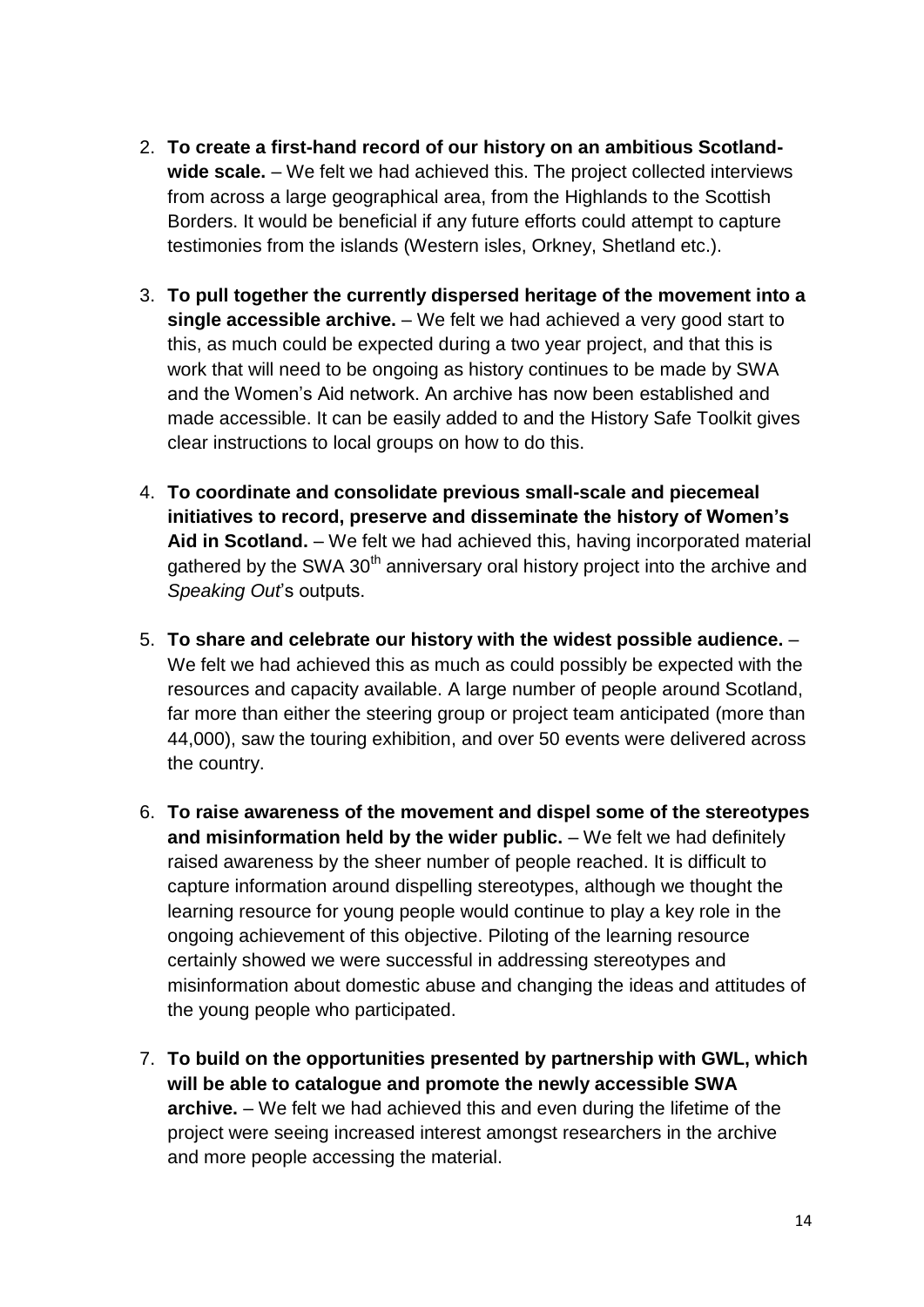2. **To create a first-hand record of our history on an ambitious Scotland-wide scale.** – We felt we had achieved this. The project collected interviews from across a large geographical area, from the Highlands to the Scottish Borders. It would be beneficial if any future efforts could attempt to capture testimonies from the islands (Western isles, Orkney, Shetland etc.).

3. **To pull together the currently dispersed heritage of the movement into a single accessible archive.** – We felt we had achieved a very good start to this, as much could be expected during a two year project, and that this is work that will need to be ongoing as history continues to be made by SWA and the Women's Aid network. An archive has now been established and made accessible. It can be easily added to and the History Safe Toolkit gives clear instructions to local groups on how to do this.

4. **To coordinate and consolidate previous small-scale and piecemeal initiatives to record, preserve and disseminate the history of Women's Aid in Scotland.** – We felt we had achieved this, having incorporated material gathered by the SWA 30th anniversary oral history project into the archive and *Speaking Out*'s outputs.

5. **To share and celebrate our history with the widest possible audience.** – We felt we had achieved this as much as could possibly be expected with the resources and capacity available. A large number of people around Scotland, far more than either the steering group or project team anticipated (more than 44,000), saw the touring exhibition, and over 50 events were delivered across the country.

6. **To raise awareness of the movement and dispel some of the stereotypes and misinformation held by the wider public.** – We felt we had definitely raised awareness by the sheer number of people reached. It is difficult to capture information around dispelling stereotypes, although we thought the learning resource for young people would continue to play a key role in the ongoing achievement of this objective. Piloting of the learning resource certainly showed we were successful in addressing stereotypes and misinformation about domestic abuse and changing the ideas and attitudes of the young people who participated.

7. **To build on the opportunities presented by partnership with GWL, which will be able to catalogue and promote the newly accessible SWA archive.** – We felt we had achieved this and even during the lifetime of the project were seeing increased interest amongst researchers in the archive and more people accessing the material.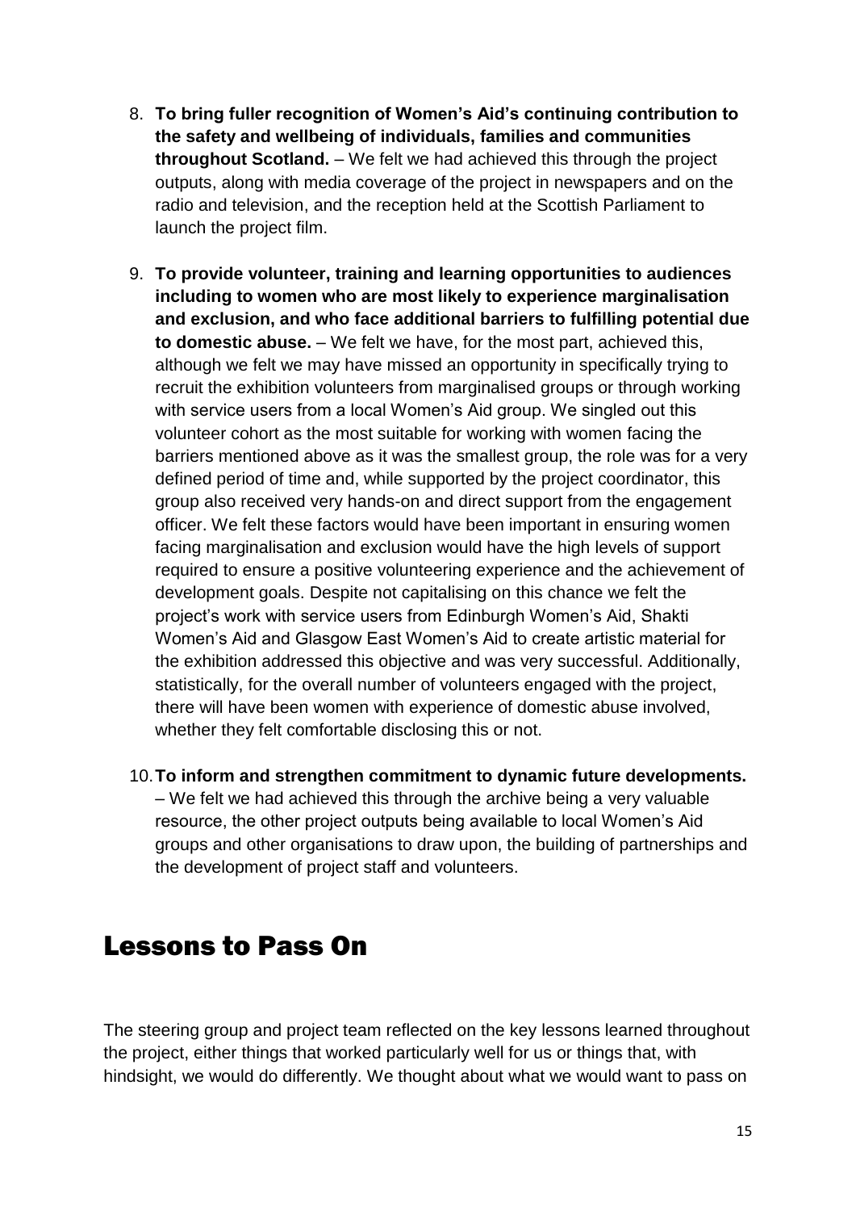8. **To bring fuller recognition of Women's Aid's continuing contribution to the safety and wellbeing of individuals, families and communities throughout Scotland.** – We felt we had achieved this through the project outputs, along with media coverage of the project in newspapers and on the radio and television, and the reception held at the Scottish Parliament to launch the project film.

9. **To provide volunteer, training and learning opportunities to audiences including to women who are most likely to experience marginalisation and exclusion, and who face additional barriers to fulfilling potential due to domestic abuse.** – We felt we have, for the most part, achieved this, although we felt we may have missed an opportunity in specifically trying to recruit the exhibition volunteers from marginalised groups or through working with service users from a local Women's Aid group. We singled out this volunteer cohort as the most suitable for working with women facing the barriers mentioned above as it was the smallest group, the role was for a very defined period of time and, while supported by the project coordinator, this group also received very hands-on and direct support from the engagement officer. We felt these factors would have been important in ensuring women facing marginalisation and exclusion would have the high levels of support required to ensure a positive volunteering experience and the achievement of development goals. Despite not capitalising on this chance we felt the project's work with service users from Edinburgh Women's Aid, Shakti Women's Aid and Glasgow East Women's Aid to create artistic material for the exhibition addressed this objective and was very successful. Additionally, statistically, for the overall number of volunteers engaged with the project, there will have been women with experience of domestic abuse involved, whether they felt comfortable disclosing this or not.

10. **To inform and strengthen commitment to dynamic future developments.** – We felt we had achieved this through the archive being a very valuable resource, the other project outputs being available to local Women's Aid groups and other organisations to draw upon, the building of partnerships and the development of project staff and volunteers.

# Lessons to Pass On

The steering group and project team reflected on the key lessons learned throughout the project, either things that worked particularly well for us or things that, with hindsight, we would do differently. We thought about what we would want to pass on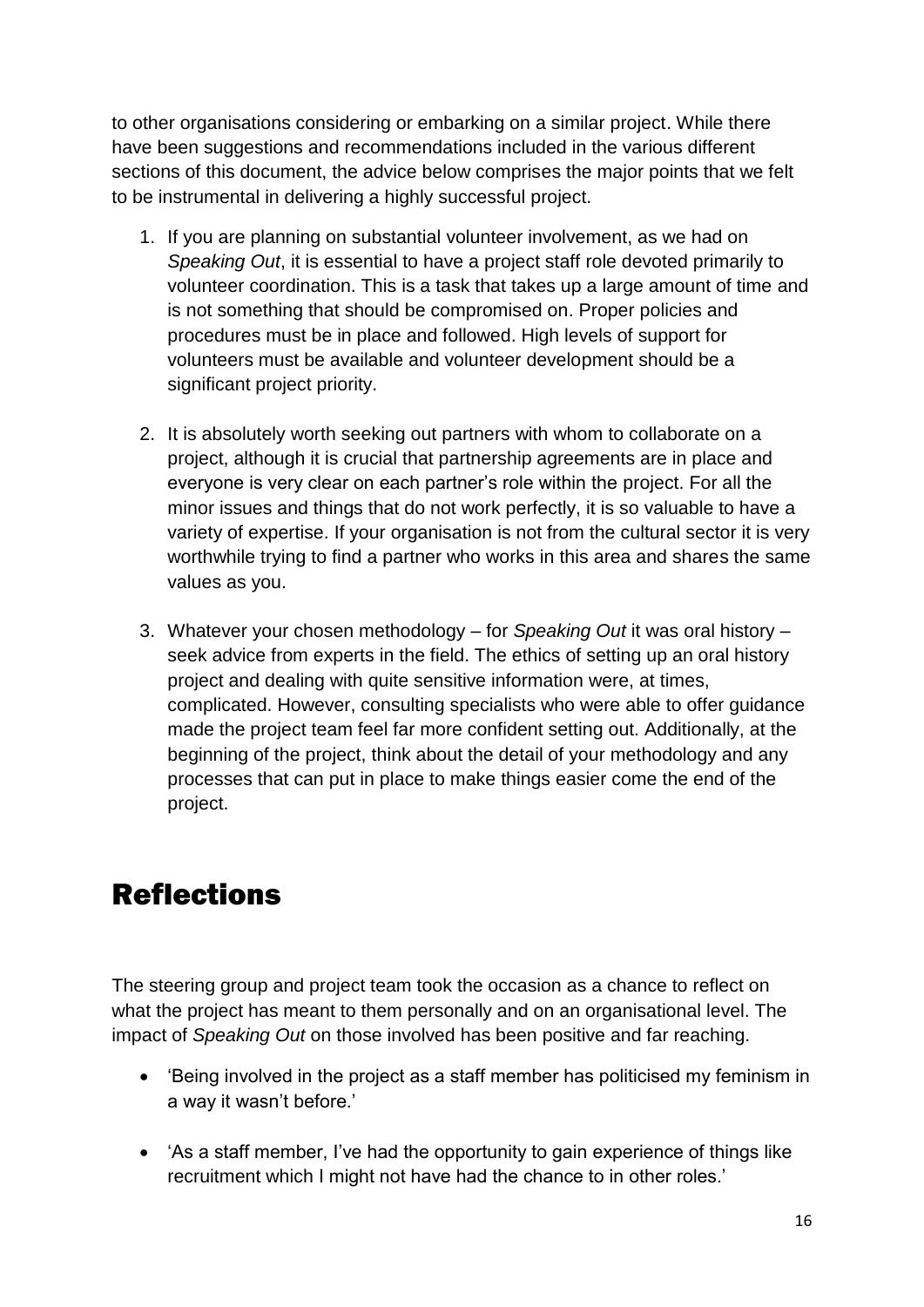to other organisations considering or embarking on a similar project. While there have been suggestions and recommendations included in the various different sections of this document, the advice below comprises the major points that we felt to be instrumental in delivering a highly successful project.

1. If you are planning on substantial volunteer involvement, as we had on *Speaking Out*, it is essential to have a project staff role devoted primarily to volunteer coordination. This is a task that takes up a large amount of time and is not something that should be compromised on. Proper policies and procedures must be in place and followed. High levels of support for volunteers must be available and volunteer development should be a significant project priority.

2. It is absolutely worth seeking out partners with whom to collaborate on a project, although it is crucial that partnership agreements are in place and everyone is very clear on each partner's role within the project. For all the minor issues and things that do not work perfectly, it is so valuable to have a variety of expertise. If your organisation is not from the cultural sector it is very worthwhile trying to find a partner who works in this area and shares the same values as you.

3. Whatever your chosen methodology – for *Speaking Out* it was oral history – seek advice from experts in the field. The ethics of setting up an oral history project and dealing with quite sensitive information were, at times, complicated. However, consulting specialists who were able to offer guidance made the project team feel far more confident setting out. Additionally, at the beginning of the project, think about the detail of your methodology and any processes that can put in place to make things easier come the end of the project.

# Reflections

The steering group and project team took the occasion as a chance to reflect on what the project has meant to them personally and on an organisational level. The impact of *Speaking Out* on those involved has been positive and far reaching.

- 'Being involved in the project as a staff member has politicised my feminism in a way it wasn't before.'

- 'As a staff member, I've had the opportunity to gain experience of things like recruitment which I might not have had the chance to in other roles.'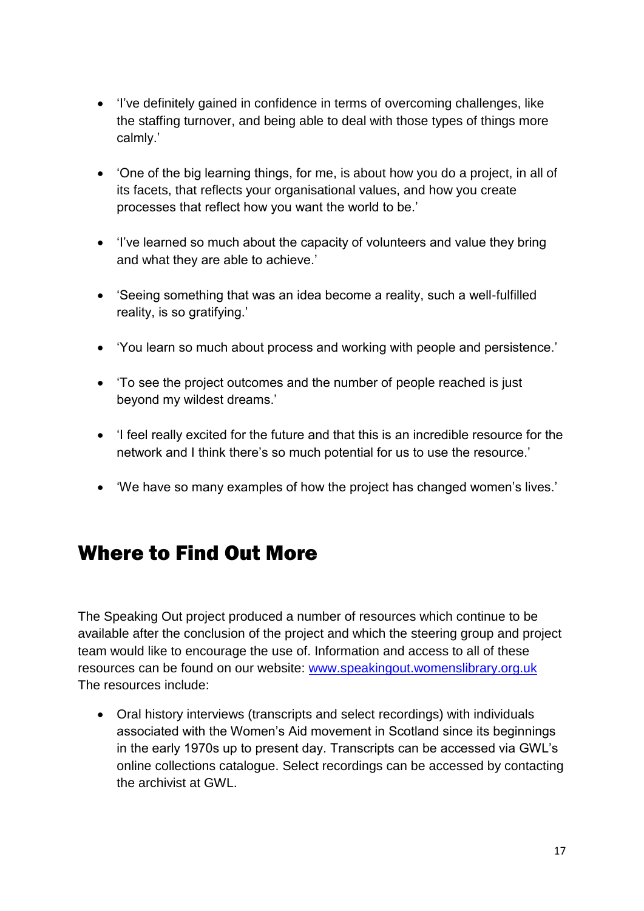- 'I've definitely gained in confidence in terms of overcoming challenges, like the staffing turnover, and being able to deal with those types of things more calmly.'
- 'One of the big learning things, for me, is about how you do a project, in all of its facets, that reflects your organisational values, and how you create processes that reflect how you want the world to be.'
- 'I've learned so much about the capacity of volunteers and value they bring and what they are able to achieve.'
- 'Seeing something that was an idea become a reality, such a well-fulfilled reality, is so gratifying.'
- 'You learn so much about process and working with people and persistence.'
- 'To see the project outcomes and the number of people reached is just beyond my wildest dreams.'
- 'I feel really excited for the future and that this is an incredible resource for the network and I think there's so much potential for us to use the resource.'
- 'We have so many examples of how the project has changed women's lives.'

## Where to Find Out More

The Speaking Out project produced a number of resources which continue to be available after the conclusion of the project and which the steering group and project team would like to encourage the use of. Information and access to all of these resources can be found on our website: [www.speakingout.womenslibrary.org.uk](http://www.speakingout.womenslibrary.org.uk) The resources include:

- Oral history interviews (transcripts and select recordings) with individuals associated with the Women's Aid movement in Scotland since its beginnings in the early 1970s up to present day. Transcripts can be accessed via GWL's online collections catalogue. Select recordings can be accessed by contacting the archivist at GWL.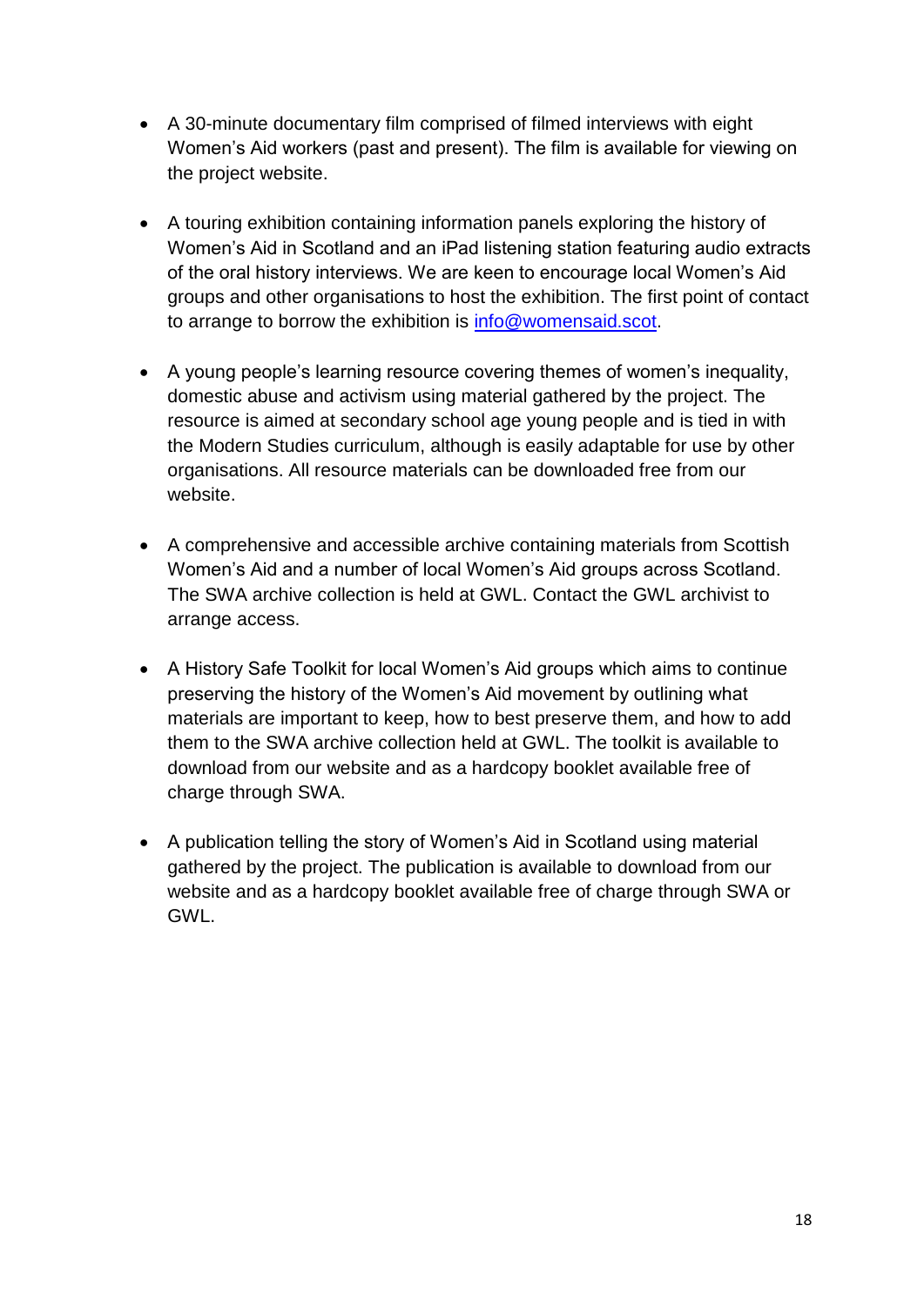- A 30-minute documentary film comprised of filmed interviews with eight Women's Aid workers (past and present). The film is available for viewing on the project website.

- A touring exhibition containing information panels exploring the history of Women's Aid in Scotland and an iPad listening station featuring audio extracts of the oral history interviews. We are keen to encourage local Women's Aid groups and other organisations to host the exhibition. The first point of contact to arrange to borrow the exhibition is info@womensaid.scot.

- A young people's learning resource covering themes of women's inequality, domestic abuse and activism using material gathered by the project. The resource is aimed at secondary school age young people and is tied in with the Modern Studies curriculum, although is easily adaptable for use by other organisations. All resource materials can be downloaded free from our website.

- A comprehensive and accessible archive containing materials from Scottish Women's Aid and a number of local Women's Aid groups across Scotland. The SWA archive collection is held at GWL. Contact the GWL archivist to arrange access.

- A History Safe Toolkit for local Women's Aid groups which aims to continue preserving the history of the Women's Aid movement by outlining what materials are important to keep, how to best preserve them, and how to add them to the SWA archive collection held at GWL. The toolkit is available to download from our website and as a hardcopy booklet available free of charge through SWA.

- A publication telling the story of Women's Aid in Scotland using material gathered by the project. The publication is available to download from our website and as a hardcopy booklet available free of charge through SWA or GWL.